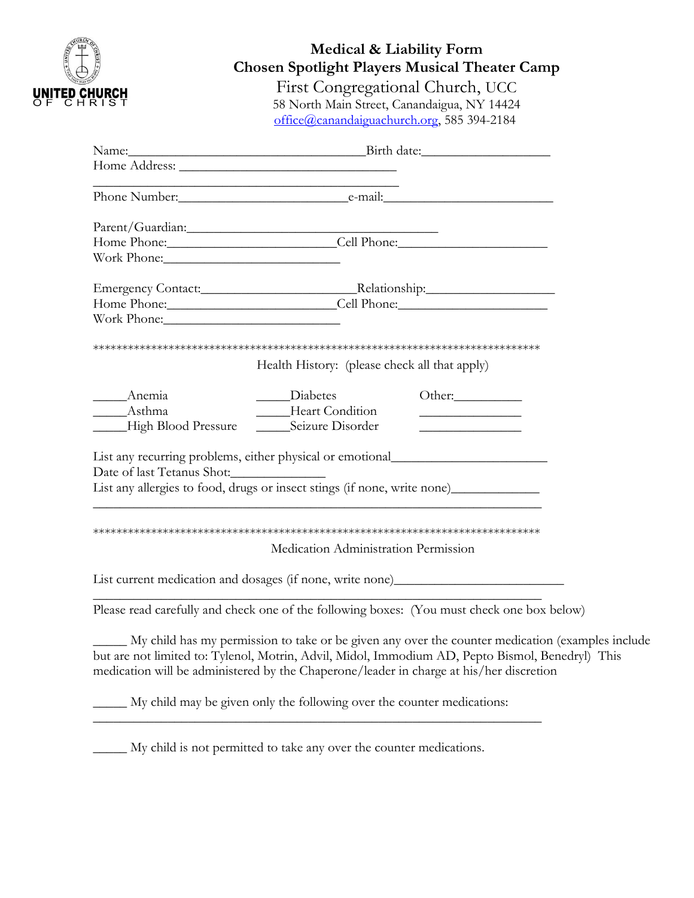UNITED CHURCH OF CHRIST

# Medical & Liability Form

## Chosen Spotlight Players Musical Theater Camp

First Congregational Church, UCC
58 North Main Street, Canandaigua, NY 14424
office@canandaiguachurch.org, 585 394-2184

Name:___________________________________Birth date:___________________

Home Address: ________________________________

_________________________________________________

Phone Number:________________________e-mail:_________________________

Parent/Guardian:_____________________________________

Home Phone:_________________________Cell Phone:______________________

Work Phone:__________________________

Emergency Contact:______________________Relationship:___________________

Home Phone:_________________________Cell Phone:______________________

Work Phone:__________________________

***************************************************************************

Health History: (please check all that apply)

_____Anemia _____Diabetes Other:__________

_____Asthma _____Heart Condition _______________

_____High Blood Pressure _____Seizure Disorder _______________

List any recurring problems, either physical or emotional_______________________

Date of last Tetanus Shot:______________

List any allergies to food, drugs or insect stings (if none, write none)_____________

___________________________________________________________________

***************************************************************************

Medication Administration Permission

List current medication and dosages (if none, write none)________________________

___________________________________________________________________

Please read carefully and check one of the following boxes: (You must check one box below)

_____ My child has my permission to take or be given any over the counter medication (examples include but are not limited to: Tylenol, Motrin, Advil, Midol, Immodium AD, Pepto Bismol, Benedryl) This medication will be administered by the Chaperone/leader in charge at his/her discretion

_____ My child may be given only the following over the counter medications:

___________________________________________________________________

_____ My child is not permitted to take any over the counter medications.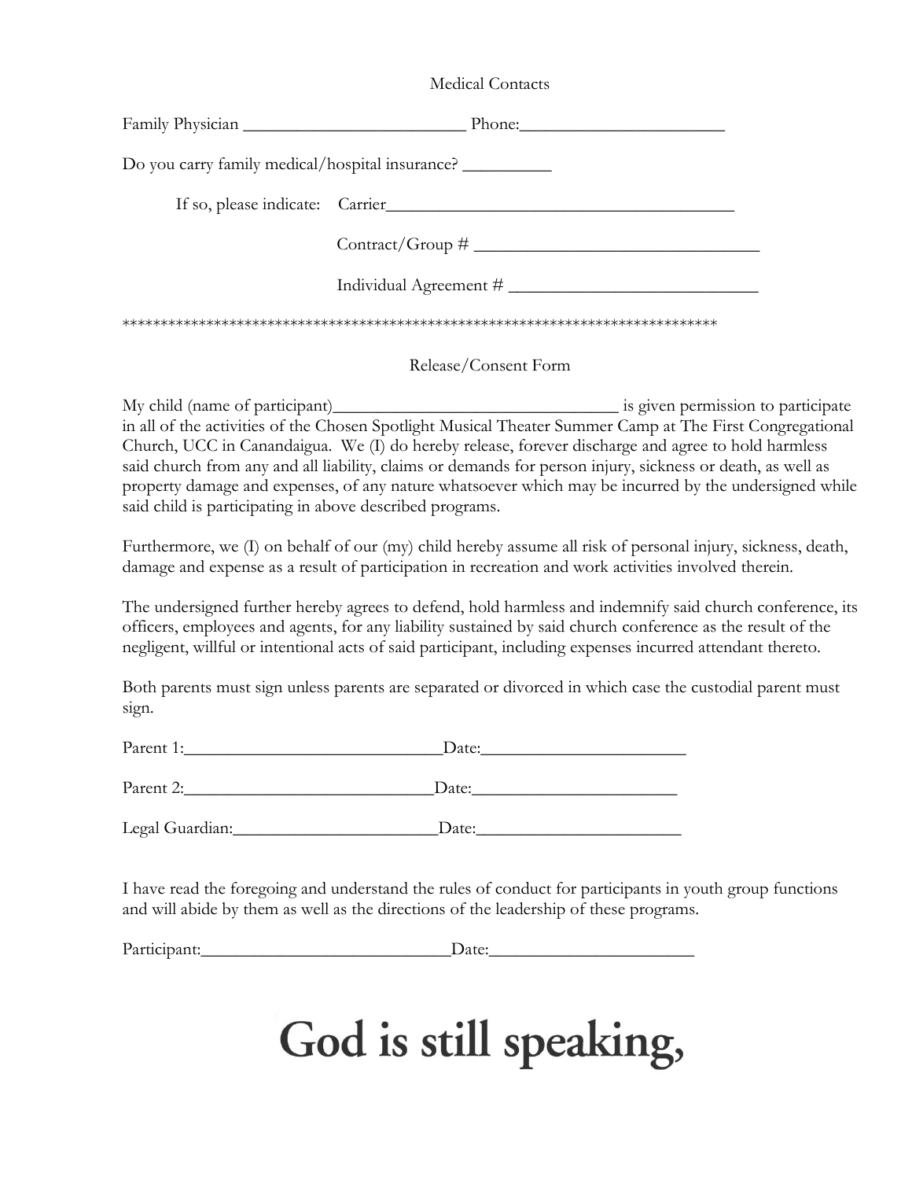## Medical Contacts

Family Physician _________________________ Phone:_______________________

Do you carry family medical/hospital insurance? __________

If so, please indicate: Carrier_______________________________________

Contract/Group # _________________________________

Individual Agreement # ____________________________

********************************************************************************

## Release/Consent Form

My child (name of participant)_________________________________ is given permission to participate in all of the activities of the Chosen Spotlight Musical Theater Summer Camp at The First Congregational Church, UCC in Canandaigua. We (I) do hereby release, forever discharge and agree to hold harmless said church from any and all liability, claims or demands for person injury, sickness or death, as well as property damage and expenses, of any nature whatsoever which may be incurred by the undersigned while said child is participating in above described programs.

Furthermore, we (I) on behalf of our (my) child hereby assume all risk of personal injury, sickness, death, damage and expense as a result of participation in recreation and work activities involved therein.

The undersigned further hereby agrees to defend, hold harmless and indemnify said church conference, its officers, employees and agents, for any liability sustained by said church conference as the result of the negligent, willful or intentional acts of said participant, including expenses incurred attendant thereto.

Both parents must sign unless parents are separated or divorced in which case the custodial parent must sign.

Parent 1:_____________________________Date:_______________________

Parent 2:____________________________Date:_______________________

Legal Guardian:_______________________Date:_______________________

I have read the foregoing and understand the rules of conduct for participants in youth group functions and will abide by them as well as the directions of the leadership of these programs.

Participant:____________________________Date:_______________________

# God is still speaking,